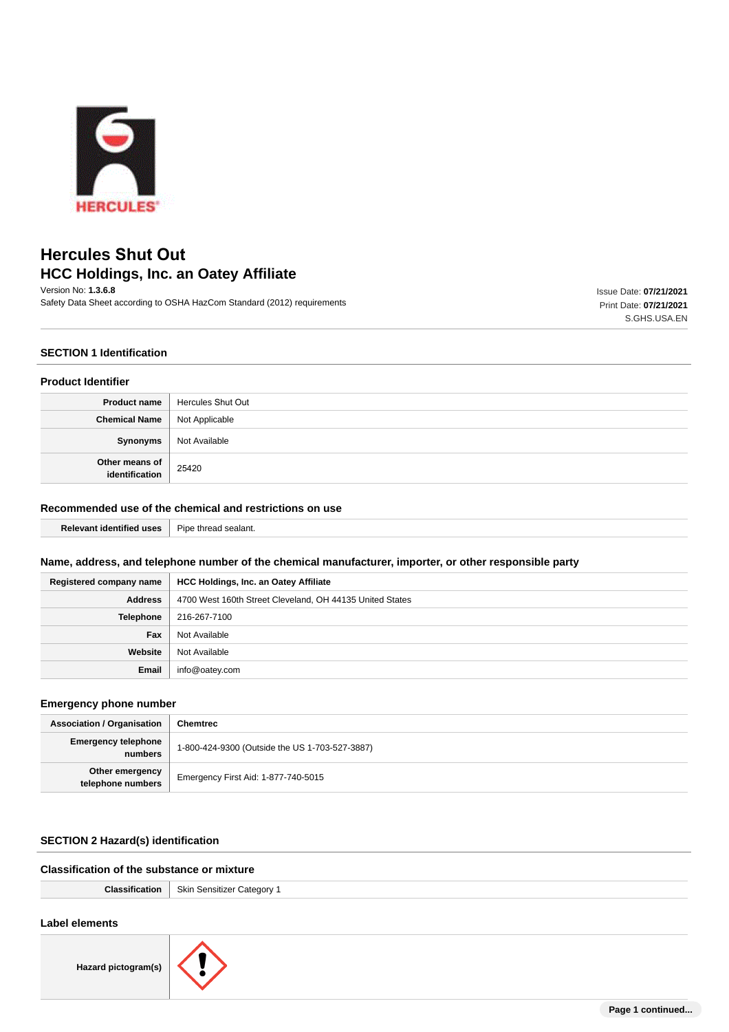# Hercules Shut Out

## HCC Holdings, Inc. an Oatey Affiliate

Version No: **1.3.6.8**

Safety Data Sheet according to OSHA HazCom Standard (2012) requirements

Issue Date: **07/21/2021**
Print Date: **07/21/2021**
S.GHS.USA.EN

## SECTION 1 Identification

### Product Identifier

| | |
|---|---|
| **Product name** | Hercules Shut Out |
| **Chemical Name** | Not Applicable |
| **Synonyms** | Not Available |
| **Other means of identification** | 25420 |

### Recommended use of the chemical and restrictions on use

| | |
|---|---|
| **Relevant identified uses** | Pipe thread sealant. |

### Name, address, and telephone number of the chemical manufacturer, importer, or other responsible party

| | |
|---|---|
| **Registered company name** | **HCC Holdings, Inc. an Oatey Affiliate** |
| **Address** | 4700 West 160th Street Cleveland, OH 44135 United States |
| **Telephone** | 216-267-7100 |
| **Fax** | Not Available |
| **Website** | Not Available |
| **Email** | info@oatey.com |

### Emergency phone number

| | |
|---|---|
| **Association / Organisation** | **Chemtrec** |
| **Emergency telephone numbers** | 1-800-424-9300 (Outside the US 1-703-527-3887) |
| **Other emergency telephone numbers** | Emergency First Aid: 1-877-740-5015 |

## SECTION 2 Hazard(s) identification

### Classification of the substance or mixture

| | |
|---|---|
| **Classification** | Skin Sensitizer Category 1 |

### Label elements

| | |
|---|---|
| **Hazard pictogram(s)** | |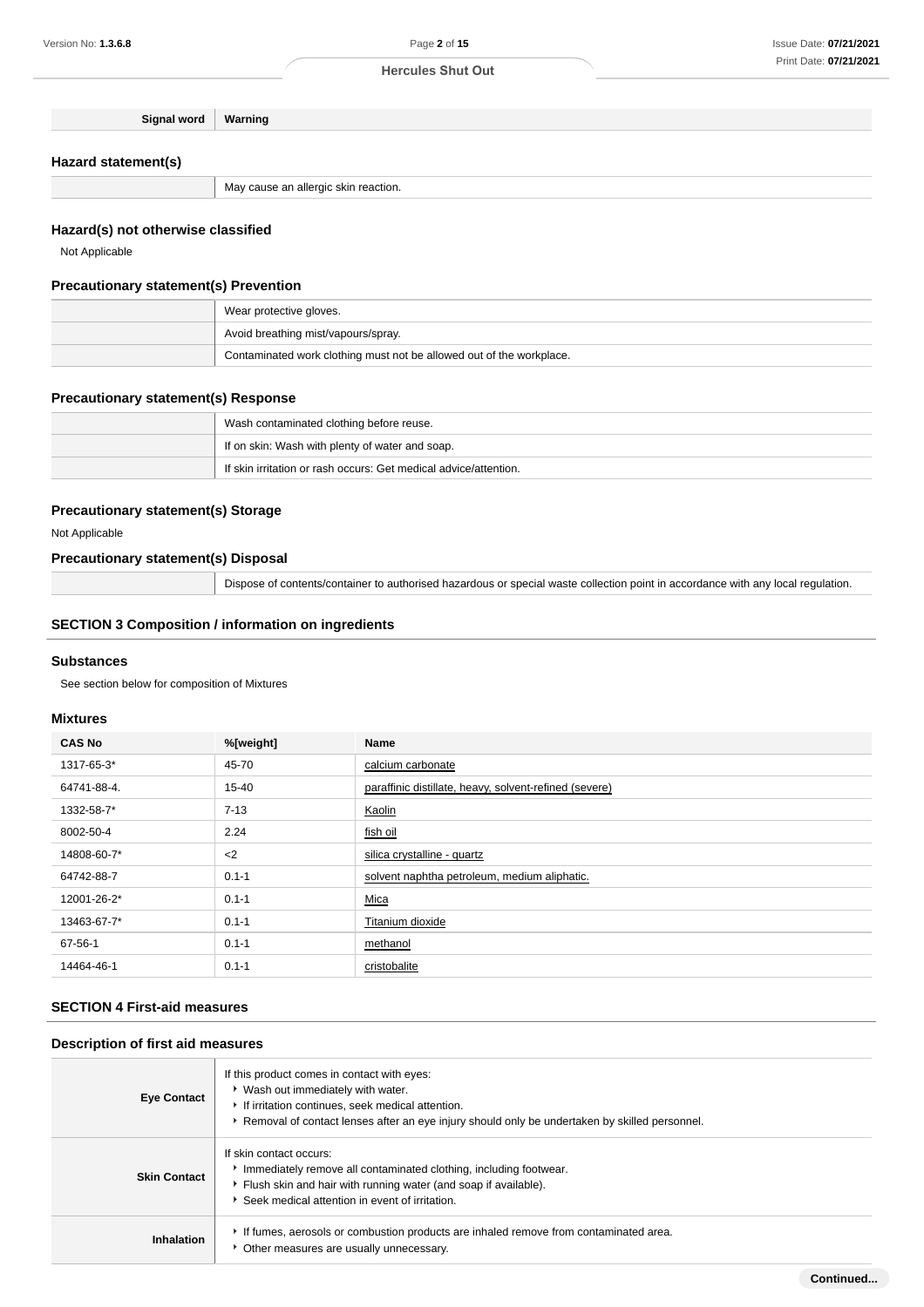| Signal word | Warning |
|---|---|

### Hazard statement(s)

| | |
|---|---|
| | May cause an allergic skin reaction. |

### Hazard(s) not otherwise classified

Not Applicable

### Precautionary statement(s) Prevention

| | |
|---|---|
| | Wear protective gloves. |
| | Avoid breathing mist/vapours/spray. |
| | Contaminated work clothing must not be allowed out of the workplace. |

### Precautionary statement(s) Response

| | |
|---|---|
| | Wash contaminated clothing before reuse. |
| | If on skin: Wash with plenty of water and soap. |
| | If skin irritation or rash occurs: Get medical advice/attention. |

### Precautionary statement(s) Storage

Not Applicable

### Precautionary statement(s) Disposal

| | |
|---|---|
| | Dispose of contents/container to authorised hazardous or special waste collection point in accordance with any local regulation. |

## SECTION 3 Composition / information on ingredients

### Substances

See section below for composition of Mixtures

### Mixtures

| CAS No | %[weight] | Name |
|---|---|---|
| 1317-65-3* | 45-70 | calcium carbonate |
| 64741-88-4. | 15-40 | paraffinic distillate, heavy, solvent-refined (severe) |
| 1332-58-7* | 7-13 | Kaolin |
| 8002-50-4 | 2.24 | fish oil |
| 14808-60-7* | <2 | silica crystalline - quartz |
| 64742-88-7 | 0.1-1 | solvent naphtha petroleum, medium aliphatic. |
| 12001-26-2* | 0.1-1 | Mica |
| 13463-67-7* | 0.1-1 | Titanium dioxide |
| 67-56-1 | 0.1-1 | methanol |
| 14464-46-1 | 0.1-1 | cristobalite |

## SECTION 4 First-aid measures

### Description of first aid measures

| | |
|---|---|
| **Eye Contact** | If this product comes in contact with eyes:<br>▸ Wash out immediately with water.<br>▸ If irritation continues, seek medical attention.<br>▸ Removal of contact lenses after an eye injury should only be undertaken by skilled personnel. |
| **Skin Contact** | If skin contact occurs:<br>▸ Immediately remove all contaminated clothing, including footwear.<br>▸ Flush skin and hair with running water (and soap if available).<br>▸ Seek medical attention in event of irritation. |
| **Inhalation** | ▸ If fumes, aerosols or combustion products are inhaled remove from contaminated area.<br>▸ Other measures are usually unnecessary. |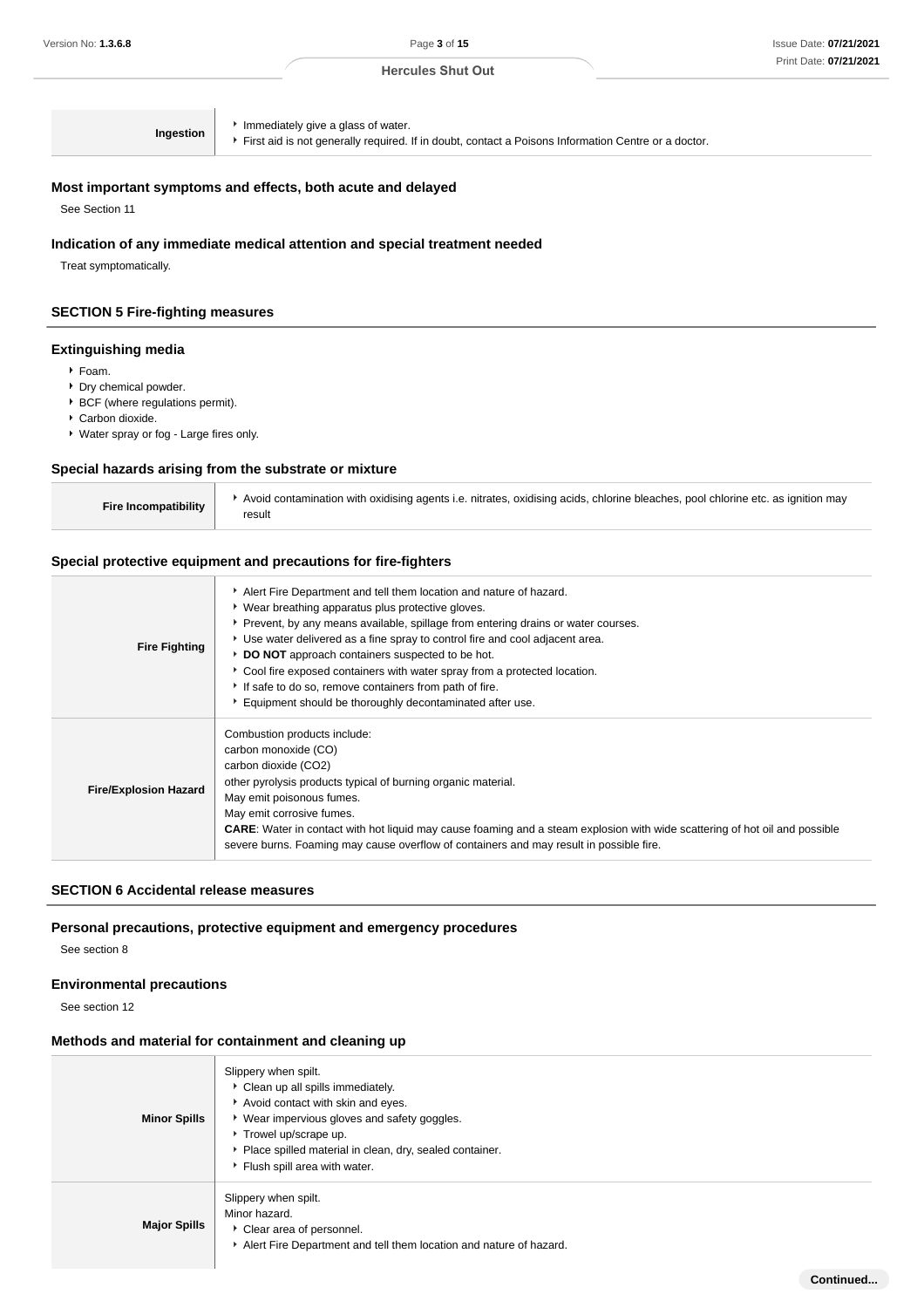| | |
|---|---|
| **Ingestion** | Immediately give a glass of water.<br>First aid is not generally required. If in doubt, contact a Poisons Information Centre or a doctor. |

### Most important symptoms and effects, both acute and delayed

See Section 11

### Indication of any immediate medical attention and special treatment needed

Treat symptomatically.

## SECTION 5 Fire-fighting measures

### Extinguishing media

- Foam.
- Dry chemical powder.
- BCF (where regulations permit).
- Carbon dioxide.
- Water spray or fog - Large fires only.

### Special hazards arising from the substrate or mixture

| | |
|---|---|
| **Fire Incompatibility** | Avoid contamination with oxidising agents i.e. nitrates, oxidising acids, chlorine bleaches, pool chlorine etc. as ignition may result |

### Special protective equipment and precautions for fire-fighters

| | |
|---|---|
| **Fire Fighting** | Alert Fire Department and tell them location and nature of hazard.<br>Wear breathing apparatus plus protective gloves.<br>Prevent, by any means available, spillage from entering drains or water courses.<br>Use water delivered as a fine spray to control fire and cool adjacent area.<br>**DO NOT** approach containers suspected to be hot.<br>Cool fire exposed containers with water spray from a protected location.<br>If safe to do so, remove containers from path of fire.<br>Equipment should be thoroughly decontaminated after use. |
| **Fire/Explosion Hazard** | Combustion products include:<br>carbon monoxide (CO)<br>carbon dioxide (CO2)<br>other pyrolysis products typical of burning organic material.<br>May emit poisonous fumes.<br>May emit corrosive fumes.<br>**CARE**: Water in contact with hot liquid may cause foaming and a steam explosion with wide scattering of hot oil and possible severe burns. Foaming may cause overflow of containers and may result in possible fire. |

## SECTION 6 Accidental release measures

### Personal precautions, protective equipment and emergency procedures

See section 8

### Environmental precautions

See section 12

### Methods and material for containment and cleaning up

| | |
|---|---|
| **Minor Spills** | Slippery when spilt.<br>Clean up all spills immediately.<br>Avoid contact with skin and eyes.<br>Wear impervious gloves and safety goggles.<br>Trowel up/scrape up.<br>Place spilled material in clean, dry, sealed container.<br>Flush spill area with water. |
| **Major Spills** | Slippery when spilt.<br>Minor hazard.<br>Clear area of personnel.<br>Alert Fire Department and tell them location and nature of hazard. |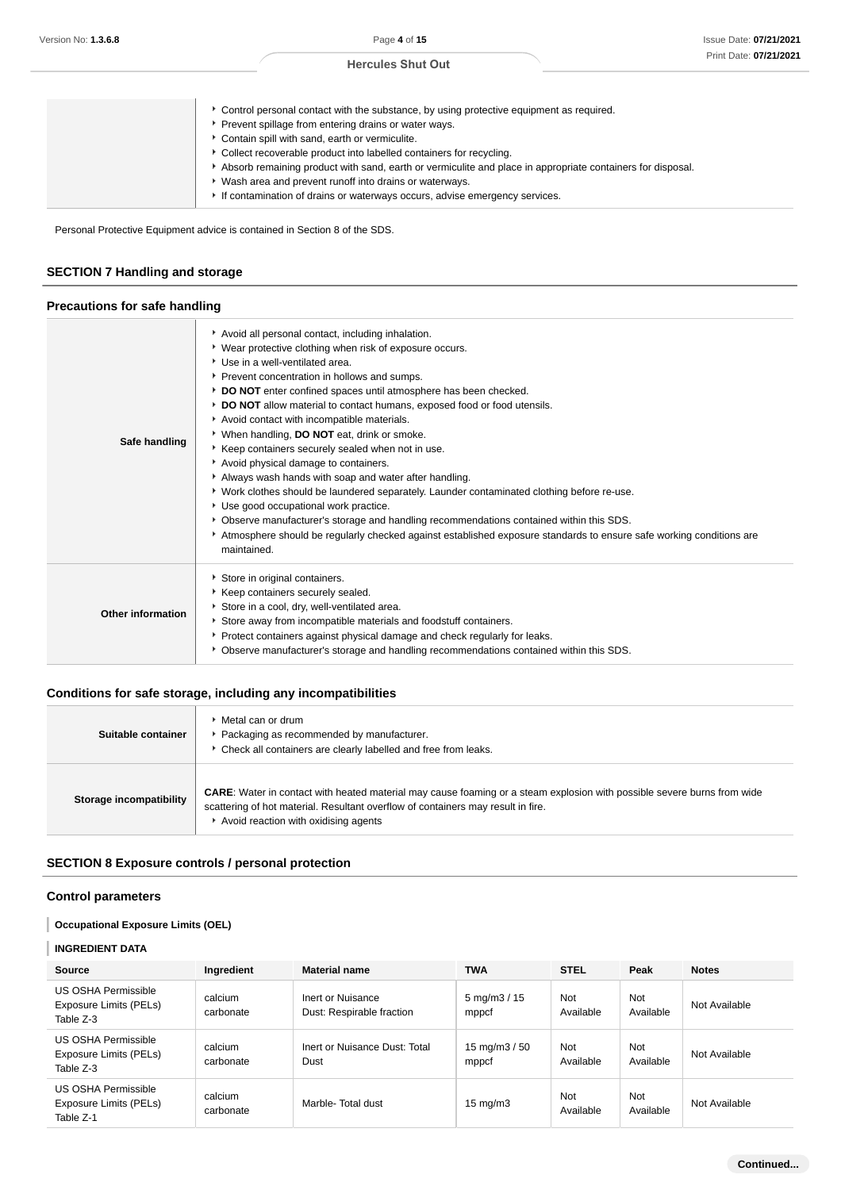| | |
|---|---|
| | ‣ Control personal contact with the substance, by using protective equipment as required.<br>‣ Prevent spillage from entering drains or water ways.<br>‣ Contain spill with sand, earth or vermiculite.<br>‣ Collect recoverable product into labelled containers for recycling.<br>‣ Absorb remaining product with sand, earth or vermiculite and place in appropriate containers for disposal.<br>‣ Wash area and prevent runoff into drains or waterways.<br>‣ If contamination of drains or waterways occurs, advise emergency services. |

Personal Protective Equipment advice is contained in Section 8 of the SDS.

## SECTION 7 Handling and storage

### Precautions for safe handling

| | |
|---|---|
| **Safe handling** | ‣ Avoid all personal contact, including inhalation.<br>‣ Wear protective clothing when risk of exposure occurs.<br>‣ Use in a well-ventilated area.<br>‣ Prevent concentration in hollows and sumps.<br>‣ **DO NOT** enter confined spaces until atmosphere has been checked.<br>‣ **DO NOT** allow material to contact humans, exposed food or food utensils.<br>‣ Avoid contact with incompatible materials.<br>‣ When handling, **DO NOT** eat, drink or smoke.<br>‣ Keep containers securely sealed when not in use.<br>‣ Avoid physical damage to containers.<br>‣ Always wash hands with soap and water after handling.<br>‣ Work clothes should be laundered separately. Launder contaminated clothing before re-use.<br>‣ Use good occupational work practice.<br>‣ Observe manufacturer's storage and handling recommendations contained within this SDS.<br>‣ Atmosphere should be regularly checked against established exposure standards to ensure safe working conditions are maintained. |
| **Other information** | ‣ Store in original containers.<br>‣ Keep containers securely sealed.<br>‣ Store in a cool, dry, well-ventilated area.<br>‣ Store away from incompatible materials and foodstuff containers.<br>‣ Protect containers against physical damage and check regularly for leaks.<br>‣ Observe manufacturer's storage and handling recommendations contained within this SDS. |

### Conditions for safe storage, including any incompatibilities

| | |
|---|---|
| **Suitable container** | ‣ Metal can or drum<br>‣ Packaging as recommended by manufacturer.<br>‣ Check all containers are clearly labelled and free from leaks. |
| **Storage incompatibility** | **CARE**: Water in contact with heated material may cause foaming or a steam explosion with possible severe burns from wide scattering of hot material. Resultant overflow of containers may result in fire.<br>‣ Avoid reaction with oxidising agents |

## SECTION 8 Exposure controls / personal protection

### Control parameters

**Occupational Exposure Limits (OEL)**

**INGREDIENT DATA**

| Source | Ingredient | Material name | TWA | STEL | Peak | Notes |
|---|---|---|---|---|---|---|
| US OSHA Permissible Exposure Limits (PELs) Table Z-3 | calcium carbonate | Inert or Nuisance Dust: Respirable fraction | 5 mg/m3 / 15 mppcf | Not Available | Not Available | Not Available |
| US OSHA Permissible Exposure Limits (PELs) Table Z-3 | calcium carbonate | Inert or Nuisance Dust: Total Dust | 15 mg/m3 / 50 mppcf | Not Available | Not Available | Not Available |
| US OSHA Permissible Exposure Limits (PELs) Table Z-1 | calcium carbonate | Marble- Total dust | 15 mg/m3 | Not Available | Not Available | Not Available |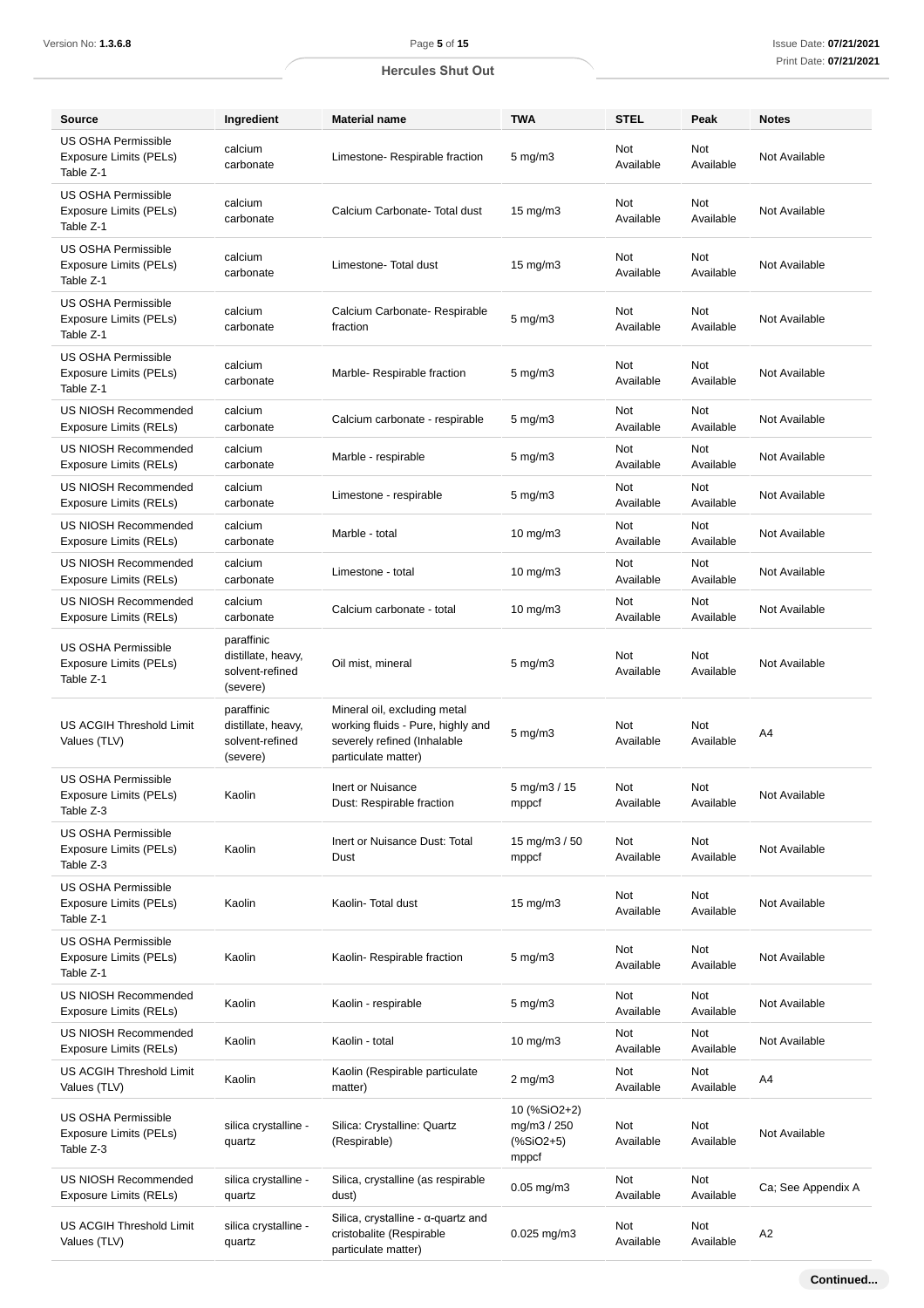| Source | Ingredient | Material name | TWA | STEL | Peak | Notes |
|---|---|---|---|---|---|---|
| US OSHA Permissible Exposure Limits (PELs) Table Z-1 | calcium carbonate | Limestone- Respirable fraction | 5 mg/m3 | Not Available | Not Available | Not Available |
| US OSHA Permissible Exposure Limits (PELs) Table Z-1 | calcium carbonate | Calcium Carbonate- Total dust | 15 mg/m3 | Not Available | Not Available | Not Available |
| US OSHA Permissible Exposure Limits (PELs) Table Z-1 | calcium carbonate | Limestone- Total dust | 15 mg/m3 | Not Available | Not Available | Not Available |
| US OSHA Permissible Exposure Limits (PELs) Table Z-1 | calcium carbonate | Calcium Carbonate- Respirable fraction | 5 mg/m3 | Not Available | Not Available | Not Available |
| US OSHA Permissible Exposure Limits (PELs) Table Z-1 | calcium carbonate | Marble- Respirable fraction | 5 mg/m3 | Not Available | Not Available | Not Available |
| US NIOSH Recommended Exposure Limits (RELs) | calcium carbonate | Calcium carbonate - respirable | 5 mg/m3 | Not Available | Not Available | Not Available |
| US NIOSH Recommended Exposure Limits (RELs) | calcium carbonate | Marble - respirable | 5 mg/m3 | Not Available | Not Available | Not Available |
| US NIOSH Recommended Exposure Limits (RELs) | calcium carbonate | Limestone - respirable | 5 mg/m3 | Not Available | Not Available | Not Available |
| US NIOSH Recommended Exposure Limits (RELs) | calcium carbonate | Marble - total | 10 mg/m3 | Not Available | Not Available | Not Available |
| US NIOSH Recommended Exposure Limits (RELs) | calcium carbonate | Limestone - total | 10 mg/m3 | Not Available | Not Available | Not Available |
| US NIOSH Recommended Exposure Limits (RELs) | calcium carbonate | Calcium carbonate - total | 10 mg/m3 | Not Available | Not Available | Not Available |
| US OSHA Permissible Exposure Limits (PELs) Table Z-1 | paraffinic distillate, heavy, solvent-refined (severe) | Oil mist, mineral | 5 mg/m3 | Not Available | Not Available | Not Available |
| US ACGIH Threshold Limit Values (TLV) | paraffinic distillate, heavy, solvent-refined (severe) | Mineral oil, excluding metal working fluids - Pure, highly and severely refined (Inhalable particulate matter) | 5 mg/m3 | Not Available | Not Available | A4 |
| US OSHA Permissible Exposure Limits (PELs) Table Z-3 | Kaolin | Inert or Nuisance Dust: Respirable fraction | 5 mg/m3 / 15 mppcf | Not Available | Not Available | Not Available |
| US OSHA Permissible Exposure Limits (PELs) Table Z-3 | Kaolin | Inert or Nuisance Dust: Total Dust | 15 mg/m3 / 50 mppcf | Not Available | Not Available | Not Available |
| US OSHA Permissible Exposure Limits (PELs) Table Z-1 | Kaolin | Kaolin- Total dust | 15 mg/m3 | Not Available | Not Available | Not Available |
| US OSHA Permissible Exposure Limits (PELs) Table Z-1 | Kaolin | Kaolin- Respirable fraction | 5 mg/m3 | Not Available | Not Available | Not Available |
| US NIOSH Recommended Exposure Limits (RELs) | Kaolin | Kaolin - respirable | 5 mg/m3 | Not Available | Not Available | Not Available |
| US NIOSH Recommended Exposure Limits (RELs) | Kaolin | Kaolin - total | 10 mg/m3 | Not Available | Not Available | Not Available |
| US ACGIH Threshold Limit Values (TLV) | Kaolin | Kaolin (Respirable particulate matter) | 2 mg/m3 | Not Available | Not Available | A4 |
| US OSHA Permissible Exposure Limits (PELs) Table Z-3 | silica crystalline - quartz | Silica: Crystalline: Quartz (Respirable) | 10 (%SiO2+2) mg/m3 / 250 (%SiO2+5) mppcf | Not Available | Not Available | Not Available |
| US NIOSH Recommended Exposure Limits (RELs) | silica crystalline - quartz | Silica, crystalline (as respirable dust) | 0.05 mg/m3 | Not Available | Not Available | Ca; See Appendix A |
| US ACGIH Threshold Limit Values (TLV) | silica crystalline - quartz | Silica, crystalline - α-quartz and cristobalite (Respirable particulate matter) | 0.025 mg/m3 | Not Available | Not Available | A2 |

Continued...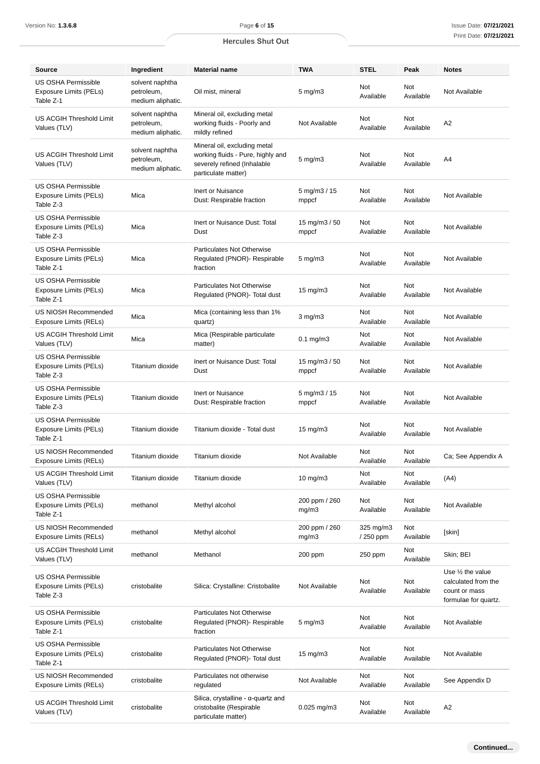| Source | Ingredient | Material name | TWA | STEL | Peak | Notes |
|---|---|---|---|---|---|---|
| US OSHA Permissible Exposure Limits (PELs) Table Z-1 | solvent naphtha petroleum, medium aliphatic. | Oil mist, mineral | 5 mg/m3 | Not Available | Not Available | Not Available |
| US ACGIH Threshold Limit Values (TLV) | solvent naphtha petroleum, medium aliphatic. | Mineral oil, excluding metal working fluids - Poorly and mildly refined | Not Available | Not Available | Not Available | A2 |
| US ACGIH Threshold Limit Values (TLV) | solvent naphtha petroleum, medium aliphatic. | Mineral oil, excluding metal working fluids - Pure, highly and severely refined (Inhalable particulate matter) | 5 mg/m3 | Not Available | Not Available | A4 |
| US OSHA Permissible Exposure Limits (PELs) Table Z-3 | Mica | Inert or Nuisance Dust: Respirable fraction | 5 mg/m3 / 15 mppcf | Not Available | Not Available | Not Available |
| US OSHA Permissible Exposure Limits (PELs) Table Z-3 | Mica | Inert or Nuisance Dust: Total Dust | 15 mg/m3 / 50 mppcf | Not Available | Not Available | Not Available |
| US OSHA Permissible Exposure Limits (PELs) Table Z-1 | Mica | Particulates Not Otherwise Regulated (PNOR)- Respirable fraction | 5 mg/m3 | Not Available | Not Available | Not Available |
| US OSHA Permissible Exposure Limits (PELs) Table Z-1 | Mica | Particulates Not Otherwise Regulated (PNOR)- Total dust | 15 mg/m3 | Not Available | Not Available | Not Available |
| US NIOSH Recommended Exposure Limits (RELs) | Mica | Mica (containing less than 1% quartz) | 3 mg/m3 | Not Available | Not Available | Not Available |
| US ACGIH Threshold Limit Values (TLV) | Mica | Mica (Respirable particulate matter) | 0.1 mg/m3 | Not Available | Not Available | Not Available |
| US OSHA Permissible Exposure Limits (PELs) Table Z-3 | Titanium dioxide | Inert or Nuisance Dust: Total Dust | 15 mg/m3 / 50 mppcf | Not Available | Not Available | Not Available |
| US OSHA Permissible Exposure Limits (PELs) Table Z-3 | Titanium dioxide | Inert or Nuisance Dust: Respirable fraction | 5 mg/m3 / 15 mppcf | Not Available | Not Available | Not Available |
| US OSHA Permissible Exposure Limits (PELs) Table Z-1 | Titanium dioxide | Titanium dioxide - Total dust | 15 mg/m3 | Not Available | Not Available | Not Available |
| US NIOSH Recommended Exposure Limits (RELs) | Titanium dioxide | Titanium dioxide | Not Available | Not Available | Not Available | Ca; See Appendix A |
| US ACGIH Threshold Limit Values (TLV) | Titanium dioxide | Titanium dioxide | 10 mg/m3 | Not Available | Not Available | (A4) |
| US OSHA Permissible Exposure Limits (PELs) Table Z-1 | methanol | Methyl alcohol | 200 ppm / 260 mg/m3 | Not Available | Not Available | Not Available |
| US NIOSH Recommended Exposure Limits (RELs) | methanol | Methyl alcohol | 200 ppm / 260 mg/m3 | 325 mg/m3 / 250 ppm | Not Available | [skin] |
| US ACGIH Threshold Limit Values (TLV) | methanol | Methanol | 200 ppm | 250 ppm | Not Available | Skin; BEI |
| US OSHA Permissible Exposure Limits (PELs) Table Z-3 | cristobalite | Silica: Crystalline: Cristobalite | Not Available | Not Available | Not Available | Use ½ the value calculated from the count or mass formulae for quartz. |
| US OSHA Permissible Exposure Limits (PELs) Table Z-1 | cristobalite | Particulates Not Otherwise Regulated (PNOR)- Respirable fraction | 5 mg/m3 | Not Available | Not Available | Not Available |
| US OSHA Permissible Exposure Limits (PELs) Table Z-1 | cristobalite | Particulates Not Otherwise Regulated (PNOR)- Total dust | 15 mg/m3 | Not Available | Not Available | Not Available |
| US NIOSH Recommended Exposure Limits (RELs) | cristobalite | Particulates not otherwise regulated | Not Available | Not Available | Not Available | See Appendix D |
| US ACGIH Threshold Limit Values (TLV) | cristobalite | Silica, crystalline - α-quartz and cristobalite (Respirable particulate matter) | 0.025 mg/m3 | Not Available | Not Available | A2 |

Continued...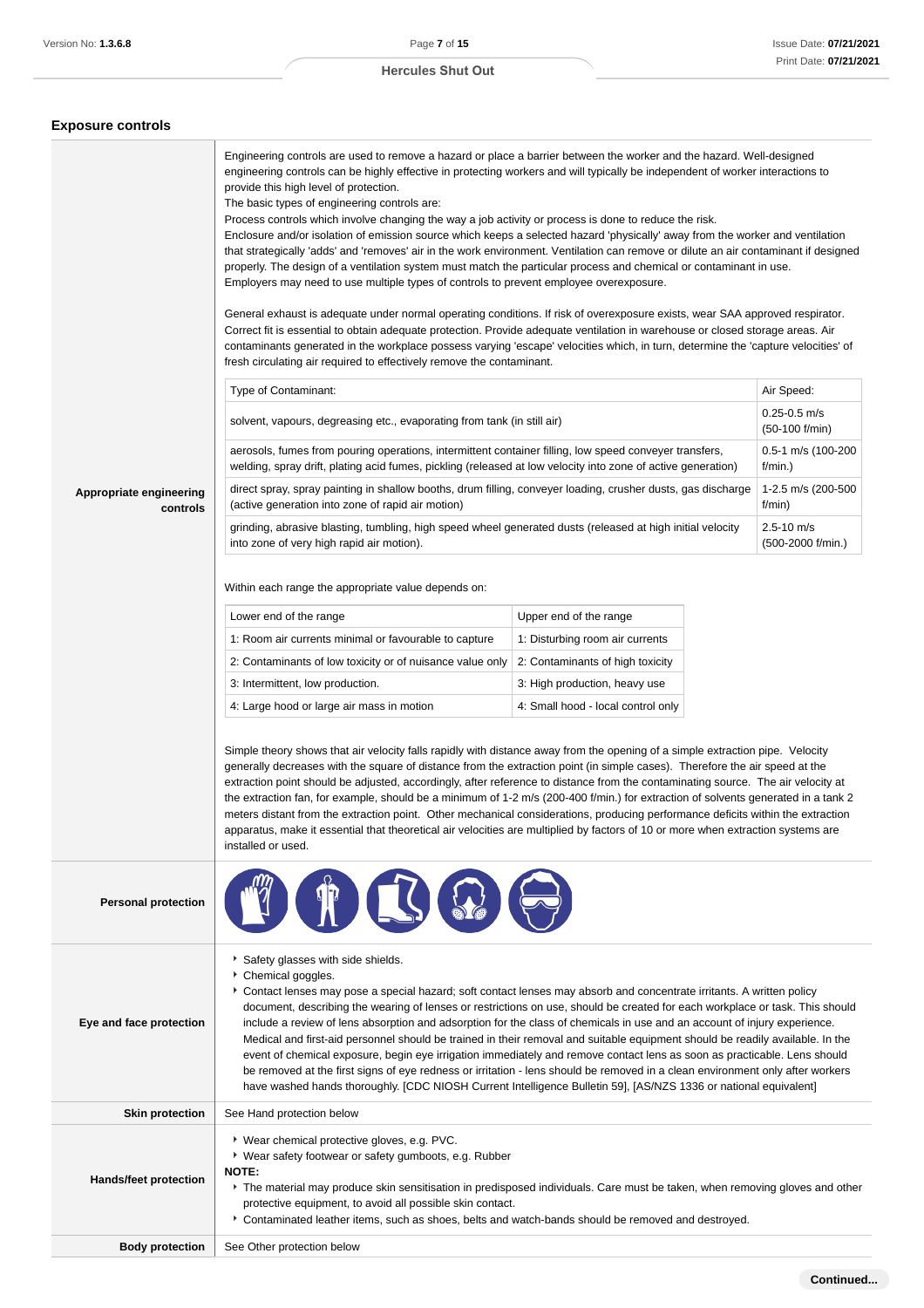## Exposure controls

### Appropriate engineering controls

Engineering controls are used to remove a hazard or place a barrier between the worker and the hazard. Well-designed engineering controls can be highly effective in protecting workers and will typically be independent of worker interactions to provide this high level of protection.
The basic types of engineering controls are:
Process controls which involve changing the way a job activity or process is done to reduce the risk.
Enclosure and/or isolation of emission source which keeps a selected hazard 'physically' away from the worker and ventilation that strategically 'adds' and 'removes' air in the work environment. Ventilation can remove or dilute an air contaminant if designed properly. The design of a ventilation system must match the particular process and chemical or contaminant in use.
Employers may need to use multiple types of controls to prevent employee overexposure.

General exhaust is adequate under normal operating conditions. If risk of overexposure exists, wear SAA approved respirator. Correct fit is essential to obtain adequate protection. Provide adequate ventilation in warehouse or closed storage areas. Air contaminants generated in the workplace possess varying 'escape' velocities which, in turn, determine the 'capture velocities' of fresh circulating air required to effectively remove the contaminant.

| Type of Contaminant: | Air Speed: |
| --- | --- |
| solvent, vapours, degreasing etc., evaporating from tank (in still air) | 0.25-0.5 m/s (50-100 f/min) |
| aerosols, fumes from pouring operations, intermittent container filling, low speed conveyer transfers, welding, spray drift, plating acid fumes, pickling (released at low velocity into zone of active generation) | 0.5-1 m/s (100-200 f/min.) |
| direct spray, spray painting in shallow booths, drum filling, conveyer loading, crusher dusts, gas discharge (active generation into zone of rapid air motion) | 1-2.5 m/s (200-500 f/min) |
| grinding, abrasive blasting, tumbling, high speed wheel generated dusts (released at high initial velocity into zone of very high rapid air motion). | 2.5-10 m/s (500-2000 f/min.) |

Within each range the appropriate value depends on:

| Lower end of the range | Upper end of the range |
| --- | --- |
| 1: Room air currents minimal or favourable to capture | 1: Disturbing room air currents |
| 2: Contaminants of low toxicity or of nuisance value only | 2: Contaminants of high toxicity |
| 3: Intermittent, low production. | 3: High production, heavy use |
| 4: Large hood or large air mass in motion | 4: Small hood - local control only |

Simple theory shows that air velocity falls rapidly with distance away from the opening of a simple extraction pipe. Velocity generally decreases with the square of distance from the extraction point (in simple cases). Therefore the air speed at the extraction point should be adjusted, accordingly, after reference to distance from the contaminating source. The air velocity at the extraction fan, for example, should be a minimum of 1-2 m/s (200-400 f/min.) for extraction of solvents generated in a tank 2 meters distant from the extraction point. Other mechanical considerations, producing performance deficits within the extraction apparatus, make it essential that theoretical air velocities are multiplied by factors of 10 or more when extraction systems are installed or used.

### Personal protection

### Eye and face protection

- Safety glasses with side shields.
- Chemical goggles.
- Contact lenses may pose a special hazard; soft contact lenses may absorb and concentrate irritants. A written policy document, describing the wearing of lenses or restrictions on use, should be created for each workplace or task. This should include a review of lens absorption and adsorption for the class of chemicals in use and an account of injury experience. Medical and first-aid personnel should be trained in their removal and suitable equipment should be readily available. In the event of chemical exposure, begin eye irrigation immediately and remove contact lens as soon as practicable. Lens should be removed at the first signs of eye redness or irritation - lens should be removed in a clean environment only after workers have washed hands thoroughly. [CDC NIOSH Current Intelligence Bulletin 59], [AS/NZS 1336 or national equivalent]

### Skin protection

See Hand protection below

### Hands/feet protection

- Wear chemical protective gloves, e.g. PVC.
- Wear safety footwear or safety gumboots, e.g. Rubber

**NOTE:**

- The material may produce skin sensitisation in predisposed individuals. Care must be taken, when removing gloves and other protective equipment, to avoid all possible skin contact.
- Contaminated leather items, such as shoes, belts and watch-bands should be removed and destroyed.

### Body protection

See Other protection below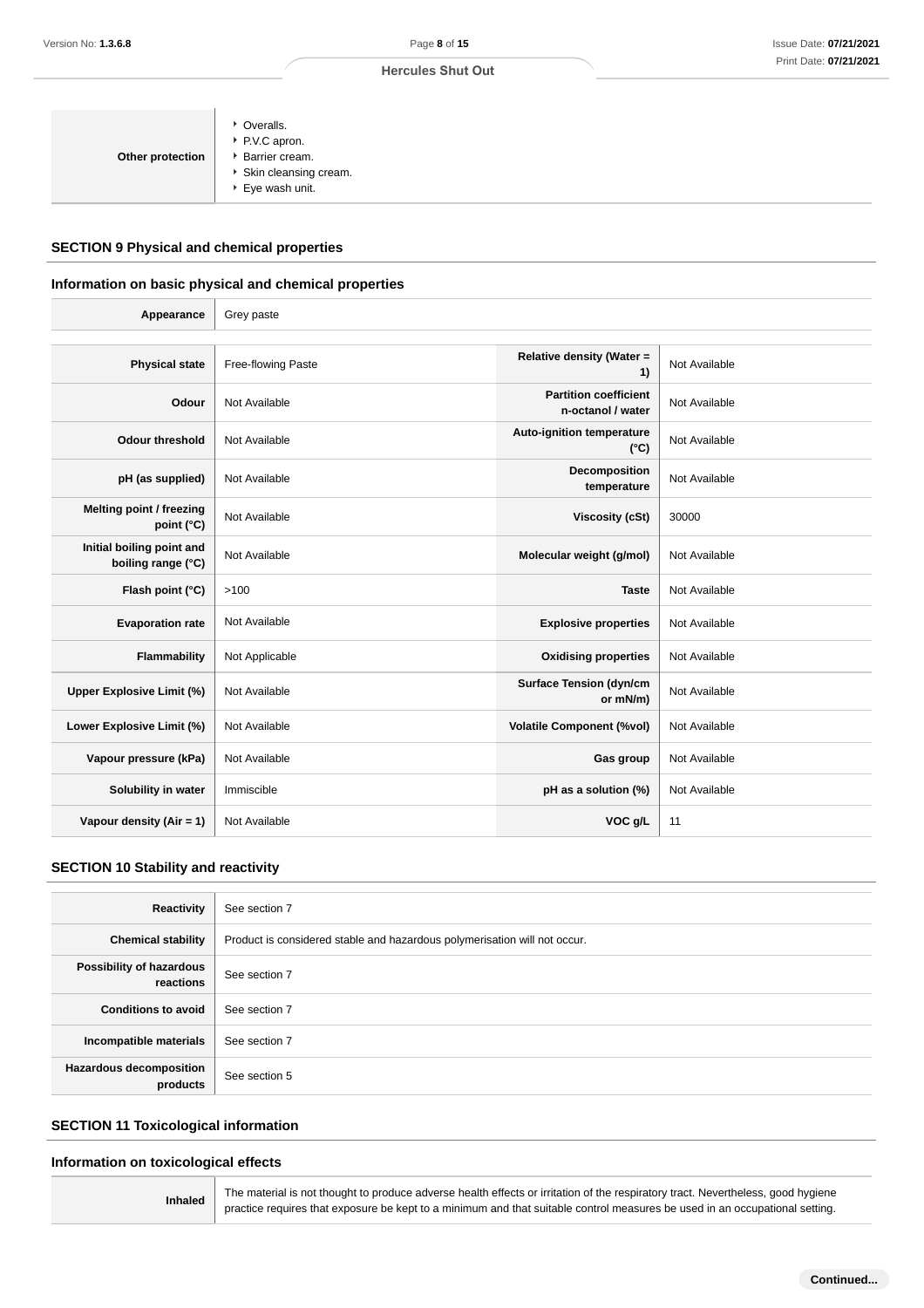| | |
|---|---|
| **Other protection** | • Overalls.<br>• P.V.C apron.<br>• Barrier cream.<br>• Skin cleansing cream.<br>• Eye wash unit. |

## SECTION 9 Physical and chemical properties

### Information on basic physical and chemical properties

| | |
|---|---|
| **Appearance** | Grey paste |

| | | | |
|---|---|---|---|
| **Physical state** | Free-flowing Paste | **Relative density (Water = 1)** | Not Available |
| **Odour** | Not Available | **Partition coefficient n-octanol / water** | Not Available |
| **Odour threshold** | Not Available | **Auto-ignition temperature (°C)** | Not Available |
| **pH (as supplied)** | Not Available | **Decomposition temperature** | Not Available |
| **Melting point / freezing point (°C)** | Not Available | **Viscosity (cSt)** | 30000 |
| **Initial boiling point and boiling range (°C)** | Not Available | **Molecular weight (g/mol)** | Not Available |
| **Flash point (°C)** | >100 | **Taste** | Not Available |
| **Evaporation rate** | Not Available | **Explosive properties** | Not Available |
| **Flammability** | Not Applicable | **Oxidising properties** | Not Available |
| **Upper Explosive Limit (%)** | Not Available | **Surface Tension (dyn/cm or mN/m)** | Not Available |
| **Lower Explosive Limit (%)** | Not Available | **Volatile Component (%vol)** | Not Available |
| **Vapour pressure (kPa)** | Not Available | **Gas group** | Not Available |
| **Solubility in water** | Immiscible | **pH as a solution (%)** | Not Available |
| **Vapour density (Air = 1)** | Not Available | **VOC g/L** | 11 |

## SECTION 10 Stability and reactivity

| | |
|---|---|
| **Reactivity** | See section 7 |
| **Chemical stability** | Product is considered stable and hazardous polymerisation will not occur. |
| **Possibility of hazardous reactions** | See section 7 |
| **Conditions to avoid** | See section 7 |
| **Incompatible materials** | See section 7 |
| **Hazardous decomposition products** | See section 5 |

## SECTION 11 Toxicological information

### Information on toxicological effects

| | |
|---|---|
| **Inhaled** | The material is not thought to produce adverse health effects or irritation of the respiratory tract. Nevertheless, good hygiene practice requires that exposure be kept to a minimum and that suitable control measures be used in an occupational setting. |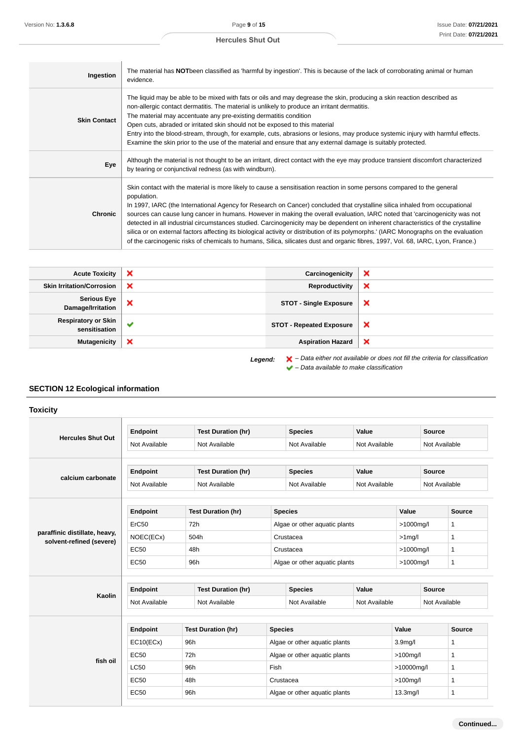| | |
|---|---|
| **Ingestion** | The material has **NOT**been classified as 'harmful by ingestion'. This is because of the lack of corroborating animal or human evidence. |
| **Skin Contact** | The liquid may be able to be mixed with fats or oils and may degrease the skin, producing a skin reaction described as non-allergic contact dermatitis. The material is unlikely to produce an irritant dermatitis.<br>The material may accentuate any pre-existing dermatitis condition<br>Open cuts, abraded or irritated skin should not be exposed to this material<br>Entry into the blood-stream, through, for example, cuts, abrasions or lesions, may produce systemic injury with harmful effects. Examine the skin prior to the use of the material and ensure that any external damage is suitably protected. |
| **Eye** | Although the material is not thought to be an irritant, direct contact with the eye may produce transient discomfort characterized by tearing or conjunctival redness (as with windburn). |
| **Chronic** | Skin contact with the material is more likely to cause a sensitisation reaction in some persons compared to the general population.<br>In 1997, IARC (the International Agency for Research on Cancer) concluded that crystalline silica inhaled from occupational sources can cause lung cancer in humans. However in making the overall evaluation, IARC noted that 'carcinogenicity was not detected in all industrial circumstances studied. Carcinogenicity may be dependent on inherent characteristics of the crystalline silica or on external factors affecting its biological activity or distribution of its polymorphs.' (IARC Monographs on the evaluation of the carcinogenic risks of chemicals to humans, Silica, silicates dust and organic fibres, 1997, Vol. 68, IARC, Lyon, France.) |

| | | | |
|---|---|---|---|
| **Acute Toxicity** | ✘ | **Carcinogenicity** | ✘ |
| **Skin Irritation/Corrosion** | ✘ | **Reproductivity** | ✘ |
| **Serious Eye Damage/Irritation** | ✘ | **STOT - Single Exposure** | ✘ |
| **Respiratory or Skin sensitisation** | ✔ | **STOT - Repeated Exposure** | ✘ |
| **Mutagenicity** | ✘ | **Aspiration Hazard** | ✘ |

***Legend:*** ✘ *– Data either not available or does not fill the criteria for classification*
✔ *– Data available to make classification*

## SECTION 12 Ecological information

### Toxicity

**Hercules Shut Out**

| Endpoint | Test Duration (hr) | Species | Value | Source |
|---|---|---|---|---|
| Not Available | Not Available | Not Available | Not Available | Not Available |

**calcium carbonate**

| Endpoint | Test Duration (hr) | Species | Value | Source |
|---|---|---|---|---|
| Not Available | Not Available | Not Available | Not Available | Not Available |

**paraffinic distillate, heavy, solvent-refined (severe)**

| Endpoint | Test Duration (hr) | Species | Value | Source |
|---|---|---|---|---|
| ErC50 | 72h | Algae or other aquatic plants | >1000mg/l | 1 |
| NOEC(ECx) | 504h | Crustacea | >1mg/l | 1 |
| EC50 | 48h | Crustacea | >1000mg/l | 1 |
| EC50 | 96h | Algae or other aquatic plants | >1000mg/l | 1 |

**Kaolin**

| Endpoint | Test Duration (hr) | Species | Value | Source |
|---|---|---|---|---|
| Not Available | Not Available | Not Available | Not Available | Not Available |

**fish oil**

| Endpoint | Test Duration (hr) | Species | Value | Source |
|---|---|---|---|---|
| EC10(ECx) | 96h | Algae or other aquatic plants | 3.9mg/l | 1 |
| EC50 | 72h | Algae or other aquatic plants | >100mg/l | 1 |
| LC50 | 96h | Fish | >10000mg/l | 1 |
| EC50 | 48h | Crustacea | >100mg/l | 1 |
| EC50 | 96h | Algae or other aquatic plants | 13.3mg/l | 1 |

**Continued...**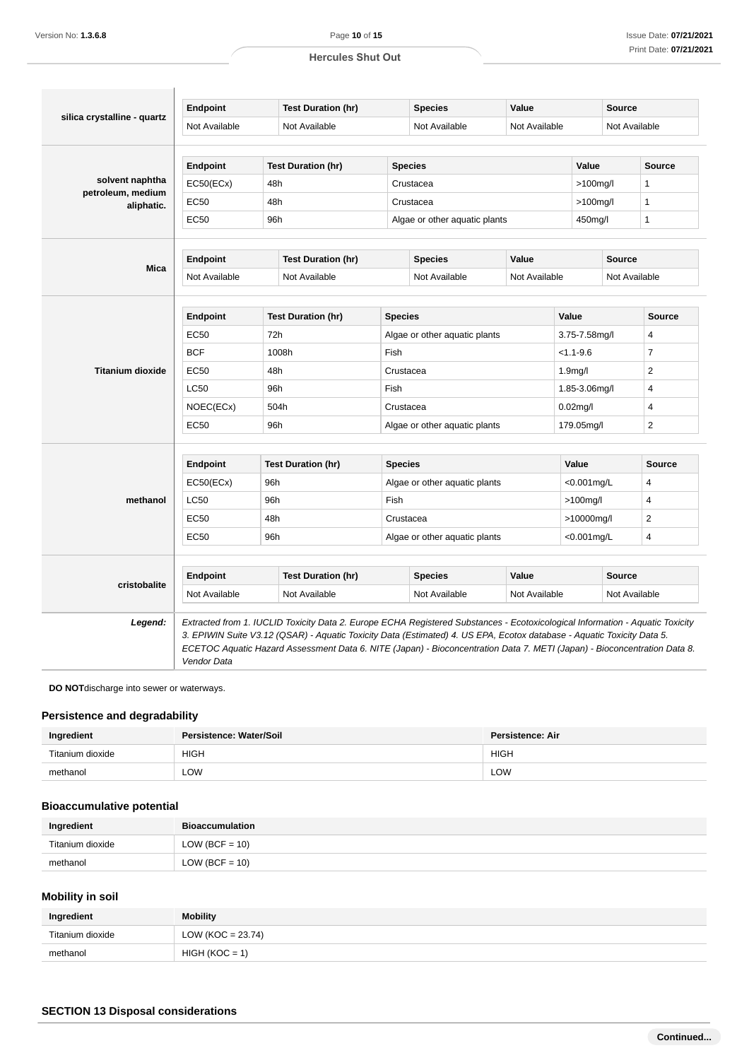| | Endpoint | Test Duration (hr) | Species | Value | Source |
|---|---|---|---|---|---|
| **silica crystalline - quartz** | Not Available | Not Available | Not Available | Not Available | Not Available |

| | Endpoint | Test Duration (hr) | Species | Value | Source |
|---|---|---|---|---|---|
| **solvent naphtha petroleum, medium aliphatic.** | EC50(ECx) | 48h | Crustacea | >100mg/l | 1 |
| | EC50 | 48h | Crustacea | >100mg/l | 1 |
| | EC50 | 96h | Algae or other aquatic plants | 450mg/l | 1 |

| | Endpoint | Test Duration (hr) | Species | Value | Source |
|---|---|---|---|---|---|
| **Mica** | Not Available | Not Available | Not Available | Not Available | Not Available |

| | Endpoint | Test Duration (hr) | Species | Value | Source |
|---|---|---|---|---|---|
| **Titanium dioxide** | EC50 | 72h | Algae or other aquatic plants | 3.75-7.58mg/l | 4 |
| | BCF | 1008h | Fish | <1.1-9.6 | 7 |
| | EC50 | 48h | Crustacea | 1.9mg/l | 2 |
| | LC50 | 96h | Fish | 1.85-3.06mg/l | 4 |
| | NOEC(ECx) | 504h | Crustacea | 0.02mg/l | 4 |
| | EC50 | 96h | Algae or other aquatic plants | 179.05mg/l | 2 |

| | Endpoint | Test Duration (hr) | Species | Value | Source |
|---|---|---|---|---|---|
| **methanol** | EC50(ECx) | 96h | Algae or other aquatic plants | <0.001mg/L | 4 |
| | LC50 | 96h | Fish | >100mg/l | 4 |
| | EC50 | 48h | Crustacea | >10000mg/l | 2 |
| | EC50 | 96h | Algae or other aquatic plants | <0.001mg/L | 4 |

| | Endpoint | Test Duration (hr) | Species | Value | Source |
|---|---|---|---|---|---|
| **cristobalite** | Not Available | Not Available | Not Available | Not Available | Not Available |

***Legend:*** *Extracted from 1. IUCLID Toxicity Data 2. Europe ECHA Registered Substances - Ecotoxicological Information - Aquatic Toxicity 3. EPIWIN Suite V3.12 (QSAR) - Aquatic Toxicity Data (Estimated) 4. US EPA, Ecotox database - Aquatic Toxicity Data 5. ECETOC Aquatic Hazard Assessment Data 6. NITE (Japan) - Bioconcentration Data 7. METI (Japan) - Bioconcentration Data 8. Vendor Data*

**DO NOT**discharge into sewer or waterways.

### Persistence and degradability

| Ingredient | Persistence: Water/Soil | Persistence: Air |
|---|---|---|
| Titanium dioxide | HIGH | HIGH |
| methanol | LOW | LOW |

### Bioaccumulative potential

| Ingredient | Bioaccumulation |
|---|---|
| Titanium dioxide | LOW (BCF = 10) |
| methanol | LOW (BCF = 10) |

### Mobility in soil

| Ingredient | Mobility |
|---|---|
| Titanium dioxide | LOW (KOC = 23.74) |
| methanol | HIGH (KOC = 1) |

## SECTION 13 Disposal considerations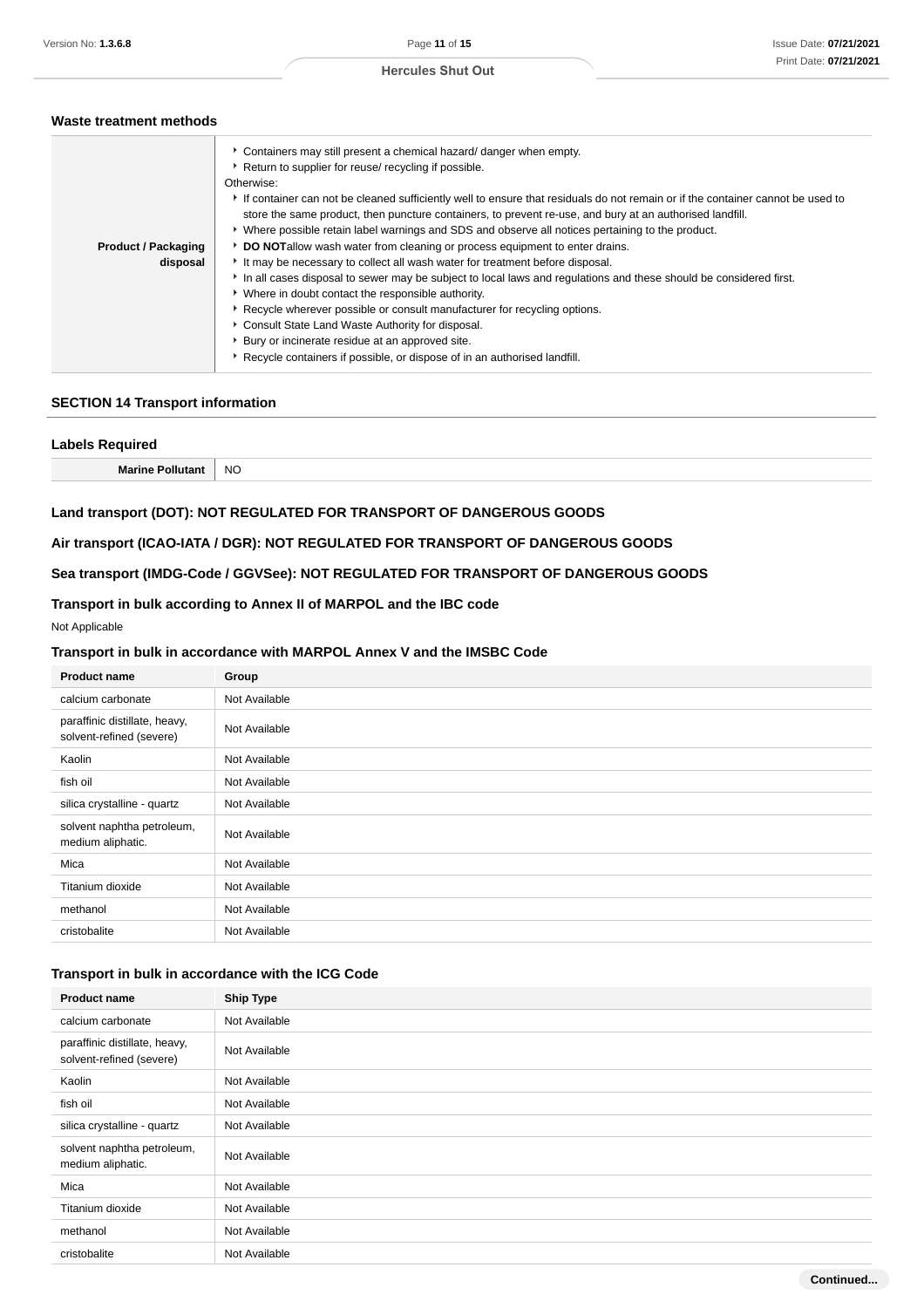### Waste treatment methods

| | |
|---|---|
| **Product / Packaging disposal** | ‣ Containers may still present a chemical hazard/ danger when empty.<br>‣ Return to supplier for reuse/ recycling if possible.<br>Otherwise:<br>‣ If container can not be cleaned sufficiently well to ensure that residuals do not remain or if the container cannot be used to store the same product, then puncture containers, to prevent re-use, and bury at an authorised landfill.<br>‣ Where possible retain label warnings and SDS and observe all notices pertaining to the product.<br>‣ **DO NOT**allow wash water from cleaning or process equipment to enter drains.<br>‣ It may be necessary to collect all wash water for treatment before disposal.<br>‣ In all cases disposal to sewer may be subject to local laws and regulations and these should be considered first.<br>‣ Where in doubt contact the responsible authority.<br>‣ Recycle wherever possible or consult manufacturer for recycling options.<br>‣ Consult State Land Waste Authority for disposal.<br>‣ Bury or incinerate residue at an approved site.<br>‣ Recycle containers if possible, or dispose of in an authorised landfill. |

## SECTION 14 Transport information

### Labels Required

| | |
|---|---|
| **Marine Pollutant** | NO |

### Land transport (DOT): NOT REGULATED FOR TRANSPORT OF DANGEROUS GOODS

### Air transport (ICAO-IATA / DGR): NOT REGULATED FOR TRANSPORT OF DANGEROUS GOODS

### Sea transport (IMDG-Code / GGVSee): NOT REGULATED FOR TRANSPORT OF DANGEROUS GOODS

### Transport in bulk according to Annex II of MARPOL and the IBC code

Not Applicable

### Transport in bulk in accordance with MARPOL Annex V and the IMSBC Code

| Product name | Group |
|---|---|
| calcium carbonate | Not Available |
| paraffinic distillate, heavy, solvent-refined (severe) | Not Available |
| Kaolin | Not Available |
| fish oil | Not Available |
| silica crystalline - quartz | Not Available |
| solvent naphtha petroleum, medium aliphatic. | Not Available |
| Mica | Not Available |
| Titanium dioxide | Not Available |
| methanol | Not Available |
| cristobalite | Not Available |

### Transport in bulk in accordance with the ICG Code

| Product name | Ship Type |
|---|---|
| calcium carbonate | Not Available |
| paraffinic distillate, heavy, solvent-refined (severe) | Not Available |
| Kaolin | Not Available |
| fish oil | Not Available |
| silica crystalline - quartz | Not Available |
| solvent naphtha petroleum, medium aliphatic. | Not Available |
| Mica | Not Available |
| Titanium dioxide | Not Available |
| methanol | Not Available |
| cristobalite | Not Available |

Continued...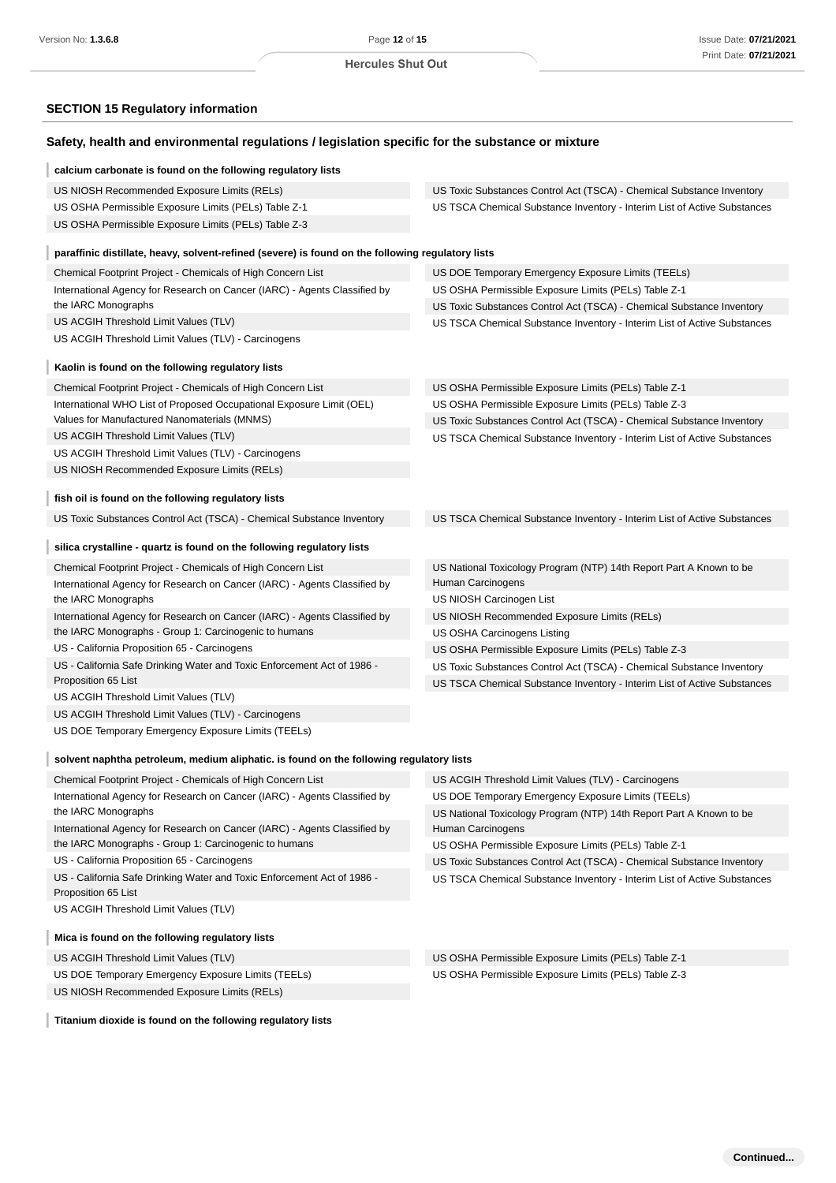## SECTION 15 Regulatory information

### Safety, health and environmental regulations / legislation specific for the substance or mixture

**calcium carbonate is found on the following regulatory lists**

US NIOSH Recommended Exposure Limits (RELs)
US OSHA Permissible Exposure Limits (PELs) Table Z-1
US OSHA Permissible Exposure Limits (PELs) Table Z-3
US Toxic Substances Control Act (TSCA) - Chemical Substance Inventory
US TSCA Chemical Substance Inventory - Interim List of Active Substances

**paraffinic distillate, heavy, solvent-refined (severe) is found on the following regulatory lists**

Chemical Footprint Project - Chemicals of High Concern List
International Agency for Research on Cancer (IARC) - Agents Classified by the IARC Monographs
US ACGIH Threshold Limit Values (TLV)
US ACGIH Threshold Limit Values (TLV) - Carcinogens
US DOE Temporary Emergency Exposure Limits (TEELs)
US OSHA Permissible Exposure Limits (PELs) Table Z-1
US Toxic Substances Control Act (TSCA) - Chemical Substance Inventory
US TSCA Chemical Substance Inventory - Interim List of Active Substances

**Kaolin is found on the following regulatory lists**

Chemical Footprint Project - Chemicals of High Concern List
International WHO List of Proposed Occupational Exposure Limit (OEL) Values for Manufactured Nanomaterials (MNMS)
US ACGIH Threshold Limit Values (TLV)
US ACGIH Threshold Limit Values (TLV) - Carcinogens
US NIOSH Recommended Exposure Limits (RELs)
US OSHA Permissible Exposure Limits (PELs) Table Z-1
US OSHA Permissible Exposure Limits (PELs) Table Z-3
US Toxic Substances Control Act (TSCA) - Chemical Substance Inventory
US TSCA Chemical Substance Inventory - Interim List of Active Substances

**fish oil is found on the following regulatory lists**

US Toxic Substances Control Act (TSCA) - Chemical Substance Inventory
US TSCA Chemical Substance Inventory - Interim List of Active Substances

**silica crystalline - quartz is found on the following regulatory lists**

Chemical Footprint Project - Chemicals of High Concern List
International Agency for Research on Cancer (IARC) - Agents Classified by the IARC Monographs
International Agency for Research on Cancer (IARC) - Agents Classified by the IARC Monographs - Group 1: Carcinogenic to humans
US - California Proposition 65 - Carcinogens
US - California Safe Drinking Water and Toxic Enforcement Act of 1986 - Proposition 65 List
US ACGIH Threshold Limit Values (TLV)
US ACGIH Threshold Limit Values (TLV) - Carcinogens
US DOE Temporary Emergency Exposure Limits (TEELs)
US National Toxicology Program (NTP) 14th Report Part A Known to be Human Carcinogens
US NIOSH Carcinogen List
US NIOSH Recommended Exposure Limits (RELs)
US OSHA Carcinogens Listing
US OSHA Permissible Exposure Limits (PELs) Table Z-3
US Toxic Substances Control Act (TSCA) - Chemical Substance Inventory
US TSCA Chemical Substance Inventory - Interim List of Active Substances

**solvent naphtha petroleum, medium aliphatic. is found on the following regulatory lists**

Chemical Footprint Project - Chemicals of High Concern List
International Agency for Research on Cancer (IARC) - Agents Classified by the IARC Monographs
International Agency for Research on Cancer (IARC) - Agents Classified by the IARC Monographs - Group 1: Carcinogenic to humans
US - California Proposition 65 - Carcinogens
US - California Safe Drinking Water and Toxic Enforcement Act of 1986 - Proposition 65 List
US ACGIH Threshold Limit Values (TLV)
US ACGIH Threshold Limit Values (TLV) - Carcinogens
US DOE Temporary Emergency Exposure Limits (TEELs)
US National Toxicology Program (NTP) 14th Report Part A Known to be Human Carcinogens
US OSHA Permissible Exposure Limits (PELs) Table Z-1
US Toxic Substances Control Act (TSCA) - Chemical Substance Inventory
US TSCA Chemical Substance Inventory - Interim List of Active Substances

**Mica is found on the following regulatory lists**

US ACGIH Threshold Limit Values (TLV)
US DOE Temporary Emergency Exposure Limits (TEELs)
US NIOSH Recommended Exposure Limits (RELs)
US OSHA Permissible Exposure Limits (PELs) Table Z-1
US OSHA Permissible Exposure Limits (PELs) Table Z-3

**Titanium dioxide is found on the following regulatory lists**

Continued...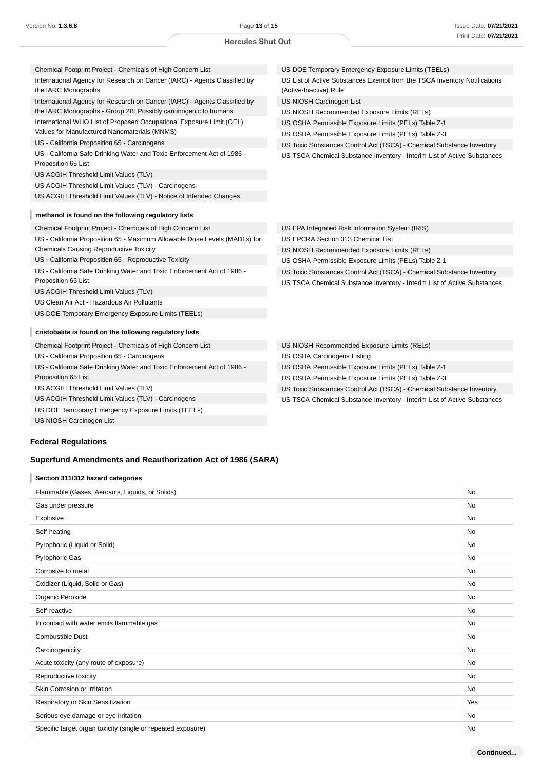Chemical Footprint Project - Chemicals of High Concern List
International Agency for Research on Cancer (IARC) - Agents Classified by the IARC Monographs
International Agency for Research on Cancer (IARC) - Agents Classified by the IARC Monographs - Group 2B: Possibly carcinogenic to humans
International WHO List of Proposed Occupational Exposure Limit (OEL) Values for Manufactured Nanomaterials (MNMS)
US - California Proposition 65 - Carcinogens
US - California Safe Drinking Water and Toxic Enforcement Act of 1986 - Proposition 65 List
US ACGIH Threshold Limit Values (TLV)
US ACGIH Threshold Limit Values (TLV) - Carcinogens
US ACGIH Threshold Limit Values (TLV) - Notice of Intended Changes
US DOE Temporary Emergency Exposure Limits (TEELs)
US List of Active Substances Exempt from the TSCA Inventory Notifications (Active-Inactive) Rule
US NIOSH Carcinogen List
US NIOSH Recommended Exposure Limits (RELs)
US OSHA Permissible Exposure Limits (PELs) Table Z-1
US OSHA Permissible Exposure Limits (PELs) Table Z-3
US Toxic Substances Control Act (TSCA) - Chemical Substance Inventory
US TSCA Chemical Substance Inventory - Interim List of Active Substances

**methanol is found on the following regulatory lists**

Chemical Footprint Project - Chemicals of High Concern List
US - California Proposition 65 - Maximum Allowable Dose Levels (MADLs) for Chemicals Causing Reproductive Toxicity
US - California Proposition 65 - Reproductive Toxicity
US - California Safe Drinking Water and Toxic Enforcement Act of 1986 - Proposition 65 List
US ACGIH Threshold Limit Values (TLV)
US Clean Air Act - Hazardous Air Pollutants
US DOE Temporary Emergency Exposure Limits (TEELs)
US EPA Integrated Risk Information System (IRIS)
US EPCRA Section 313 Chemical List
US NIOSH Recommended Exposure Limits (RELs)
US OSHA Permissible Exposure Limits (PELs) Table Z-1
US Toxic Substances Control Act (TSCA) - Chemical Substance Inventory
US TSCA Chemical Substance Inventory - Interim List of Active Substances

**cristobalite is found on the following regulatory lists**

Chemical Footprint Project - Chemicals of High Concern List
US - California Proposition 65 - Carcinogens
US - California Safe Drinking Water and Toxic Enforcement Act of 1986 - Proposition 65 List
US ACGIH Threshold Limit Values (TLV)
US ACGIH Threshold Limit Values (TLV) - Carcinogens
US DOE Temporary Emergency Exposure Limits (TEELs)
US NIOSH Carcinogen List
US NIOSH Recommended Exposure Limits (RELs)
US OSHA Carcinogens Listing
US OSHA Permissible Exposure Limits (PELs) Table Z-1
US OSHA Permissible Exposure Limits (PELs) Table Z-3
US Toxic Substances Control Act (TSCA) - Chemical Substance Inventory
US TSCA Chemical Substance Inventory - Interim List of Active Substances

### Federal Regulations

### Superfund Amendments and Reauthorization Act of 1986 (SARA)

**Section 311/312 hazard categories**

| | |
|---|---|
| Flammable (Gases, Aerosols, Liquids, or Solids) | No |
| Gas under pressure | No |
| Explosive | No |
| Self-heating | No |
| Pyrophoric (Liquid or Solid) | No |
| Pyrophoric Gas | No |
| Corrosive to metal | No |
| Oxidizer (Liquid, Solid or Gas) | No |
| Organic Peroxide | No |
| Self-reactive | No |
| In contact with water emits flammable gas | No |
| Combustible Dust | No |
| Carcinogenicity | No |
| Acute toxicity (any route of exposure) | No |
| Reproductive toxicity | No |
| Skin Corrosion or Irritation | No |
| Respiratory or Skin Sensitization | Yes |
| Serious eye damage or eye irritation | No |
| Specific target organ toxicity (single or repeated exposure) | No |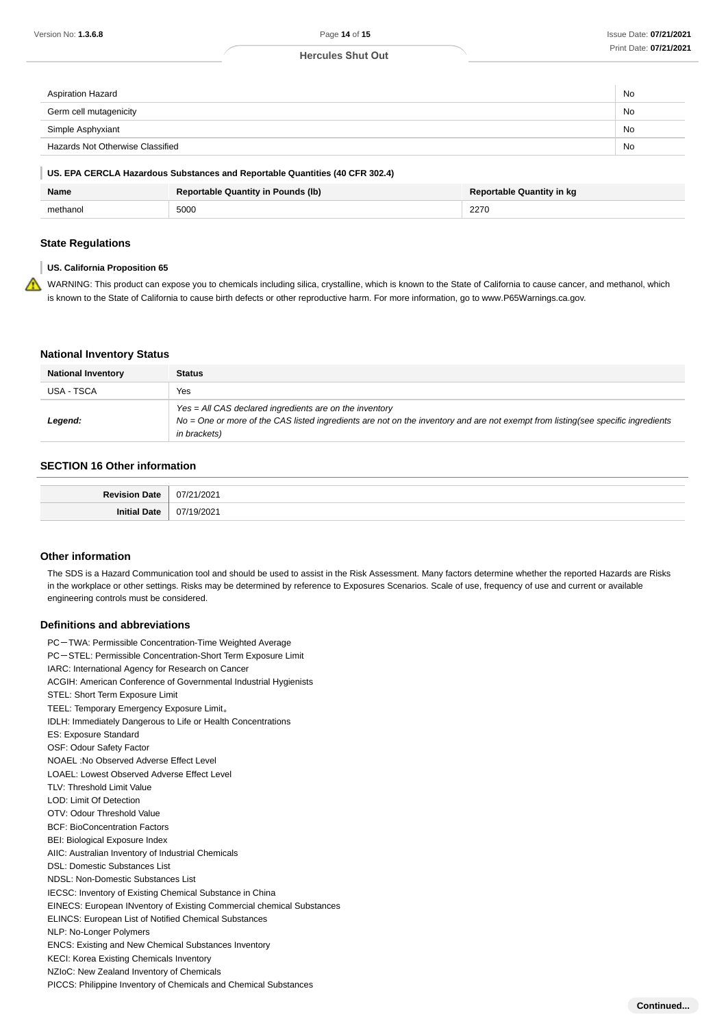| | |
|---|---|
| Aspiration Hazard | No |
| Germ cell mutagenicity | No |
| Simple Asphyxiant | No |
| Hazards Not Otherwise Classified | No |

#### US. EPA CERCLA Hazardous Substances and Reportable Quantities (40 CFR 302.4)

| Name | Reportable Quantity in Pounds (lb) | Reportable Quantity in kg |
|---|---|---|
| methanol | 5000 | 2270 |

### State Regulations

#### US. California Proposition 65

WARNING: This product can expose you to chemicals including silica, crystalline, which is known to the State of California to cause cancer, and methanol, which is known to the State of California to cause birth defects or other reproductive harm. For more information, go to www.P65Warnings.ca.gov.

### National Inventory Status

| National Inventory | Status |
|---|---|
| USA - TSCA | Yes |
| ***Legend:*** | *Yes = All CAS declared ingredients are on the inventory*<br>*No = One or more of the CAS listed ingredients are not on the inventory and are not exempt from listing(see specific ingredients in brackets)* |

## SECTION 16 Other information

| | |
|---|---|
| **Revision Date** | 07/21/2021 |
| **Initial Date** | 07/19/2021 |

### Other information

The SDS is a Hazard Communication tool and should be used to assist in the Risk Assessment. Many factors determine whether the reported Hazards are Risks in the workplace or other settings. Risks may be determined by reference to Exposures Scenarios. Scale of use, frequency of use and current or available engineering controls must be considered.

### Definitions and abbreviations

PC－TWA: Permissible Concentration-Time Weighted Average
PC－STEL: Permissible Concentration-Short Term Exposure Limit
IARC: International Agency for Research on Cancer
ACGIH: American Conference of Governmental Industrial Hygienists
STEL: Short Term Exposure Limit
TEEL: Temporary Emergency Exposure Limit。
IDLH: Immediately Dangerous to Life or Health Concentrations
ES: Exposure Standard
OSF: Odour Safety Factor
NOAEL :No Observed Adverse Effect Level
LOAEL: Lowest Observed Adverse Effect Level
TLV: Threshold Limit Value
LOD: Limit Of Detection
OTV: Odour Threshold Value
BCF: BioConcentration Factors
BEI: Biological Exposure Index
AIIC: Australian Inventory of Industrial Chemicals
DSL: Domestic Substances List
NDSL: Non-Domestic Substances List
IECSC: Inventory of Existing Chemical Substance in China
EINECS: European INventory of Existing Commercial chemical Substances
ELINCS: European List of Notified Chemical Substances
NLP: No-Longer Polymers
ENCS: Existing and New Chemical Substances Inventory
KECI: Korea Existing Chemicals Inventory
NZIoC: New Zealand Inventory of Chemicals
PICCS: Philippine Inventory of Chemicals and Chemical Substances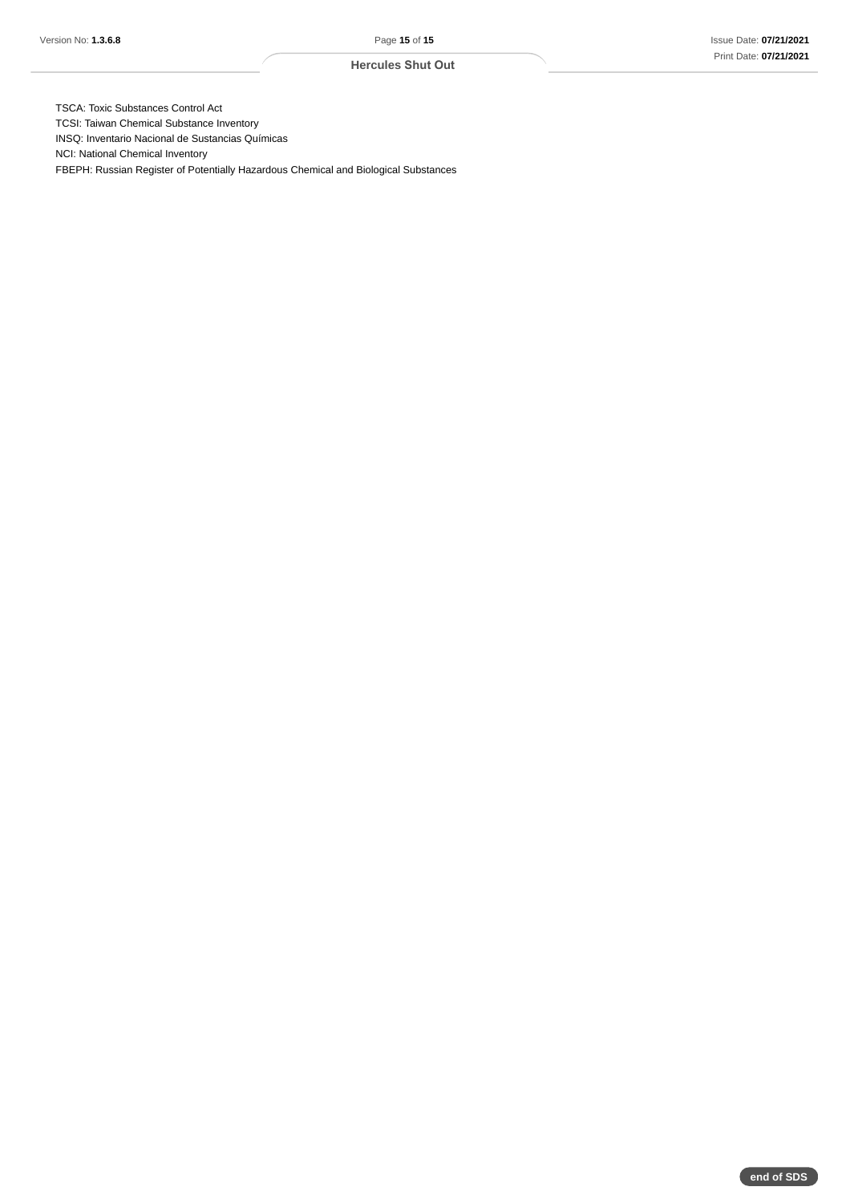TSCA: Toxic Substances Control Act
TCSI: Taiwan Chemical Substance Inventory
INSQ: Inventario Nacional de Sustancias Químicas
NCI: National Chemical Inventory
FBEPH: Russian Register of Potentially Hazardous Chemical and Biological Substances

**end of SDS**